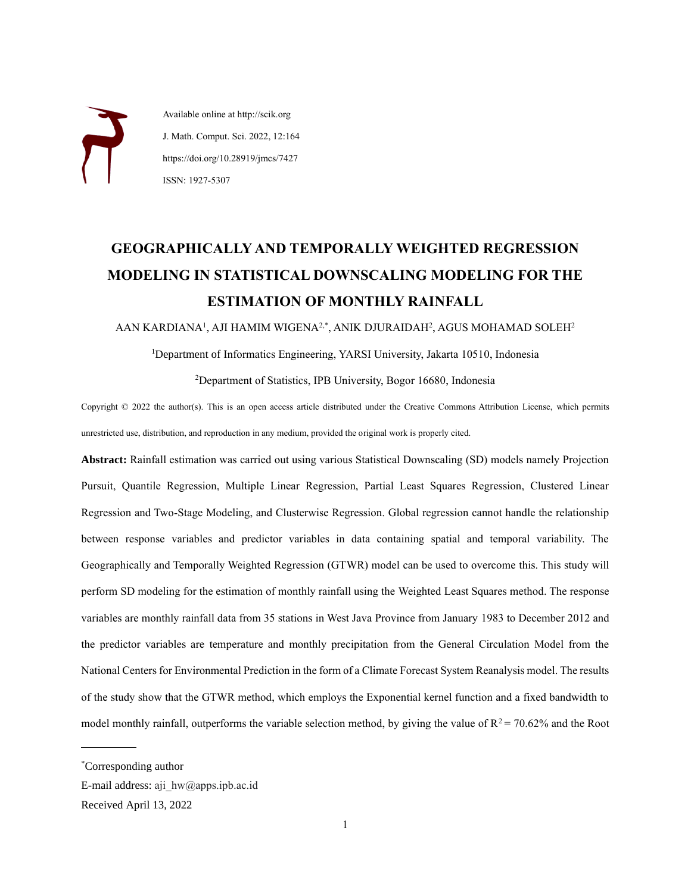Available online at http://scik.org

J. Math. Comput. Sci. 2022, 12:164

https://doi.org/10.28919/jmcs/7427

ISSN: 1927-5307

# GEOGRAPHICALLY AND TEMPORALLY WEIGHTED REGRESSION MODELING IN STATISTICAL DOWNSCALING MODELING FOR THE ESTIMATION OF MONTHLY RAINFALL

AAN KARDIANA[1], AJI HAMIM WIGENA[2,*], ANIK DJURAIDAH[2], AGUS MOHAMAD SOLEH[2]

[1]Department of Informatics Engineering, YARSI University, Jakarta 10510, Indonesia

[2]Department of Statistics, IPB University, Bogor 16680, Indonesia

Copyright © 2022 the author(s). This is an open access article distributed under the Creative Commons Attribution License, which permits unrestricted use, distribution, and reproduction in any medium, provided the original work is properly cited.

**Abstract:** Rainfall estimation was carried out using various Statistical Downscaling (SD) models namely Projection Pursuit, Quantile Regression, Multiple Linear Regression, Partial Least Squares Regression, Clustered Linear Regression and Two-Stage Modeling, and Clusterwise Regression. Global regression cannot handle the relationship between response variables and predictor variables in data containing spatial and temporal variability. The Geographically and Temporally Weighted Regression (GTWR) model can be used to overcome this. This study will perform SD modeling for the estimation of monthly rainfall using the Weighted Least Squares method. The response variables are monthly rainfall data from 35 stations in West Java Province from January 1983 to December 2012 and the predictor variables are temperature and monthly precipitation from the General Circulation Model from the National Centers for Environmental Prediction in the form of a Climate Forecast System Reanalysis model. The results of the study show that the GTWR method, which employs the Exponential kernel function and a fixed bandwidth to model monthly rainfall, outperforms the variable selection method, by giving the value of $R^2 = 70.62\%$ and the Root

---

*Corresponding author

E-mail address: aji_hw@apps.ipb.ac.id

Received April 13, 2022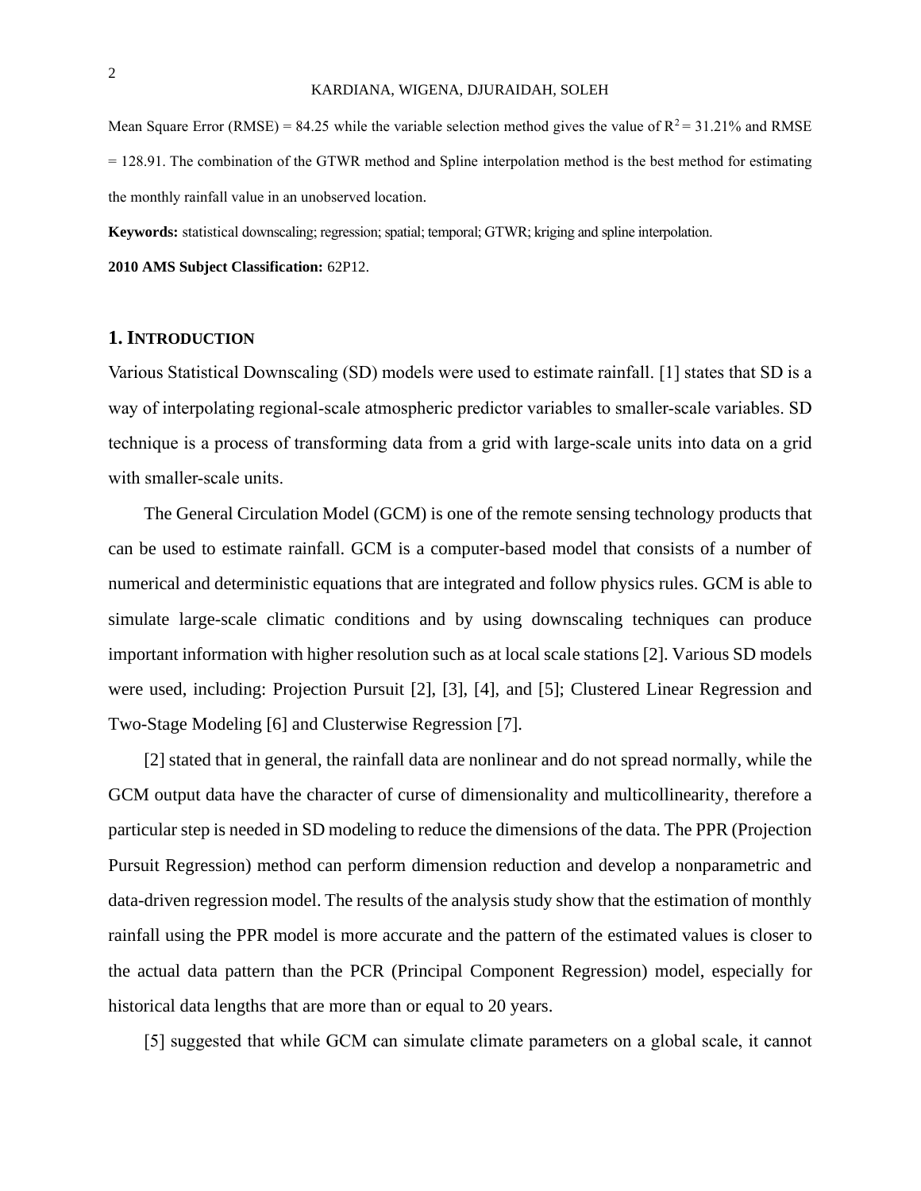Mean Square Error (RMSE) = 84.25 while the variable selection method gives the value of $R^2$ = 31.21% and RMSE = 128.91. The combination of the GTWR method and Spline interpolation method is the best method for estimating the monthly rainfall value in an unobserved location.

**Keywords:** statistical downscaling; regression; spatial; temporal; GTWR; kriging and spline interpolation.

**2010 AMS Subject Classification:** 62P12.

## 1. INTRODUCTION

Various Statistical Downscaling (SD) models were used to estimate rainfall. [1] states that SD is a way of interpolating regional-scale atmospheric predictor variables to smaller-scale variables. SD technique is a process of transforming data from a grid with large-scale units into data on a grid with smaller-scale units.

The General Circulation Model (GCM) is one of the remote sensing technology products that can be used to estimate rainfall. GCM is a computer-based model that consists of a number of numerical and deterministic equations that are integrated and follow physics rules. GCM is able to simulate large-scale climatic conditions and by using downscaling techniques can produce important information with higher resolution such as at local scale stations [2]. Various SD models were used, including: Projection Pursuit [2], [3], [4], and [5]; Clustered Linear Regression and Two-Stage Modeling [6] and Clusterwise Regression [7].

[2] stated that in general, the rainfall data are nonlinear and do not spread normally, while the GCM output data have the character of curse of dimensionality and multicollinearity, therefore a particular step is needed in SD modeling to reduce the dimensions of the data. The PPR (Projection Pursuit Regression) method can perform dimension reduction and develop a nonparametric and data-driven regression model. The results of the analysis study show that the estimation of monthly rainfall using the PPR model is more accurate and the pattern of the estimated values is closer to the actual data pattern than the PCR (Principal Component Regression) model, especially for historical data lengths that are more than or equal to 20 years.

[5] suggested that while GCM can simulate climate parameters on a global scale, it cannot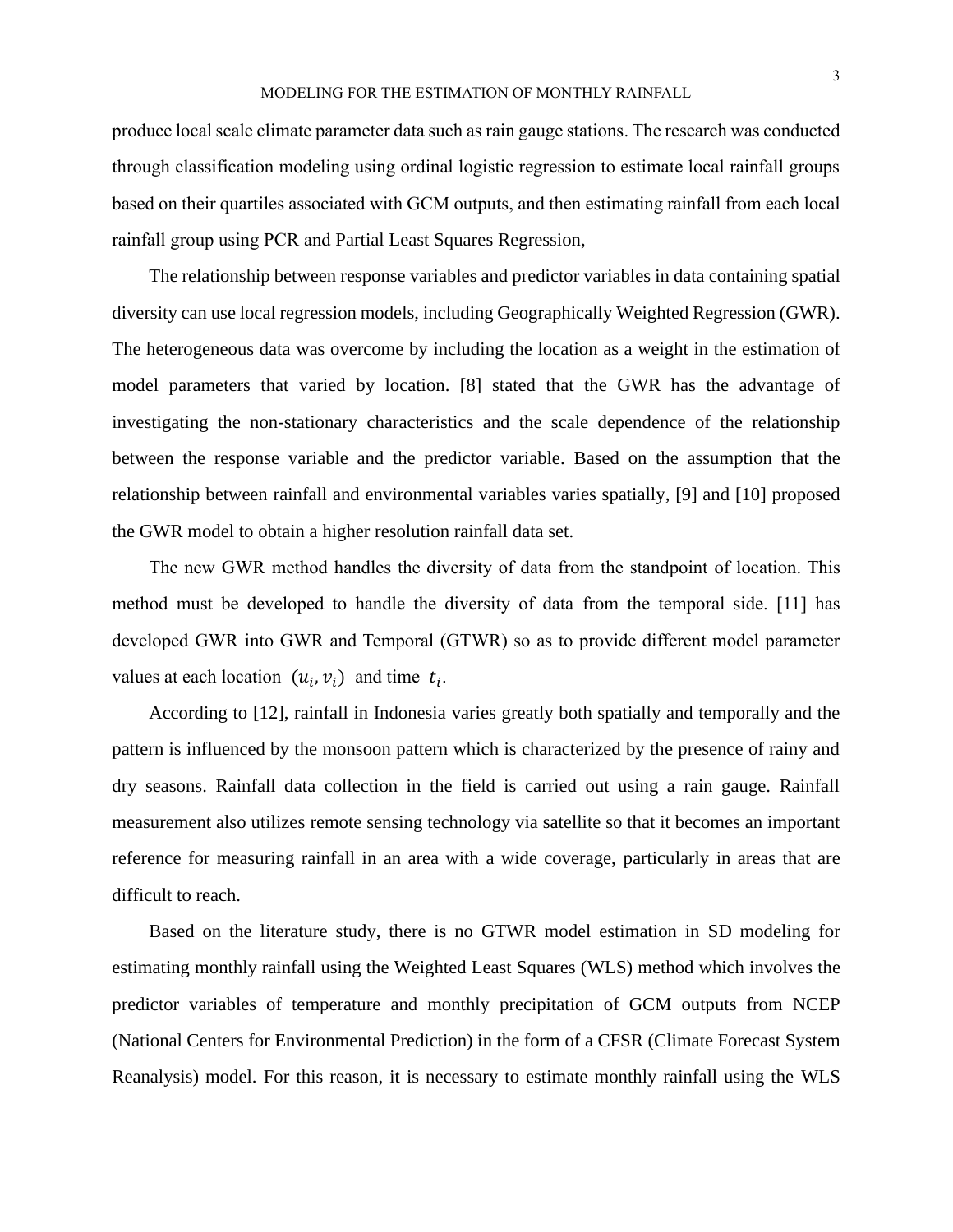produce local scale climate parameter data such as rain gauge stations. The research was conducted through classification modeling using ordinal logistic regression to estimate local rainfall groups based on their quartiles associated with GCM outputs, and then estimating rainfall from each local rainfall group using PCR and Partial Least Squares Regression,

The relationship between response variables and predictor variables in data containing spatial diversity can use local regression models, including Geographically Weighted Regression (GWR). The heterogeneous data was overcome by including the location as a weight in the estimation of model parameters that varied by location. [8] stated that the GWR has the advantage of investigating the non-stationary characteristics and the scale dependence of the relationship between the response variable and the predictor variable. Based on the assumption that the relationship between rainfall and environmental variables varies spatially, [9] and [10] proposed the GWR model to obtain a higher resolution rainfall data set.

The new GWR method handles the diversity of data from the standpoint of location. This method must be developed to handle the diversity of data from the temporal side. [11] has developed GWR into GWR and Temporal (GTWR) so as to provide different model parameter values at each location $(u_i, v_i)$ and time $t_i$.

According to [12], rainfall in Indonesia varies greatly both spatially and temporally and the pattern is influenced by the monsoon pattern which is characterized by the presence of rainy and dry seasons. Rainfall data collection in the field is carried out using a rain gauge. Rainfall measurement also utilizes remote sensing technology via satellite so that it becomes an important reference for measuring rainfall in an area with a wide coverage, particularly in areas that are difficult to reach.

Based on the literature study, there is no GTWR model estimation in SD modeling for estimating monthly rainfall using the Weighted Least Squares (WLS) method which involves the predictor variables of temperature and monthly precipitation of GCM outputs from NCEP (National Centers for Environmental Prediction) in the form of a CFSR (Climate Forecast System Reanalysis) model. For this reason, it is necessary to estimate monthly rainfall using the WLS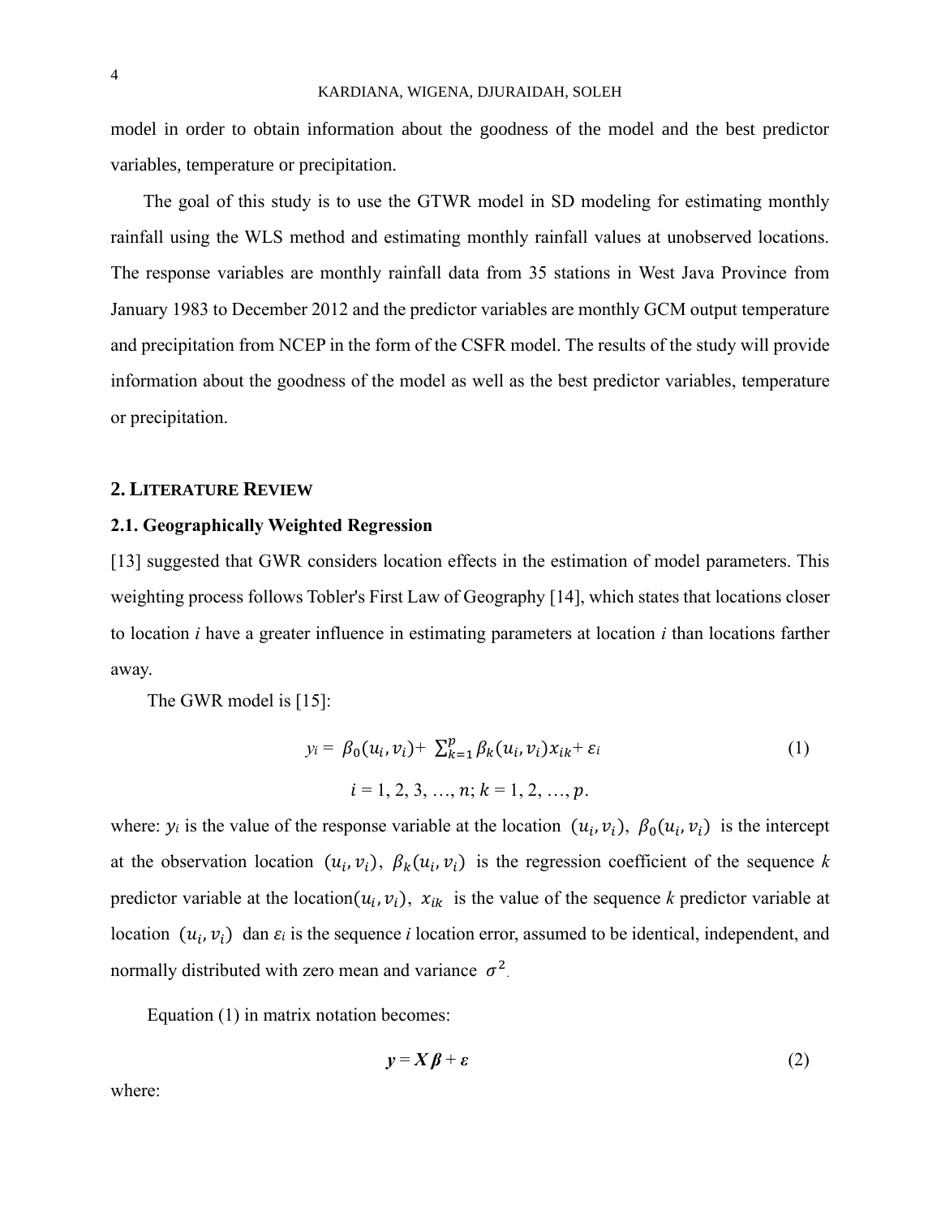model in order to obtain information about the goodness of the model and the best predictor variables, temperature or precipitation.

The goal of this study is to use the GTWR model in SD modeling for estimating monthly rainfall using the WLS method and estimating monthly rainfall values at unobserved locations. The response variables are monthly rainfall data from 35 stations in West Java Province from January 1983 to December 2012 and the predictor variables are monthly GCM output temperature and precipitation from NCEP in the form of the CSFR model. The results of the study will provide information about the goodness of the model as well as the best predictor variables, temperature or precipitation.

## 2. LITERATURE REVIEW

### 2.1. Geographically Weighted Regression

[13] suggested that GWR considers location effects in the estimation of model parameters. This weighting process follows Tobler's First Law of Geography [14], which states that locations closer to location *i* have a greater influence in estimating parameters at location *i* than locations farther away.

The GWR model is [15]:

$$y_i = \beta_0(u_i, v_i) + \sum_{k=1}^{p} \beta_k(u_i, v_i) x_{ik} + \varepsilon_i \tag{1}$$

$$i = 1, 2, 3, \ldots, n;\ k = 1, 2, \ldots, p.$$

where: $y_i$ is the value of the response variable at the location $(u_i, v_i)$, $\beta_0(u_i, v_i)$ is the intercept at the observation location $(u_i, v_i)$, $\beta_k(u_i, v_i)$ is the regression coefficient of the sequence *k* predictor variable at the location $(u_i, v_i)$, $x_{ik}$ is the value of the sequence *k* predictor variable at location $(u_i, v_i)$ dan $\varepsilon_i$ is the sequence *i* location error, assumed to be identical, independent, and normally distributed with zero mean and variance $\sigma^2$.

Equation (1) in matrix notation becomes:

$$\boldsymbol{y} = \boldsymbol{X\beta} + \boldsymbol{\varepsilon} \tag{2}$$

where: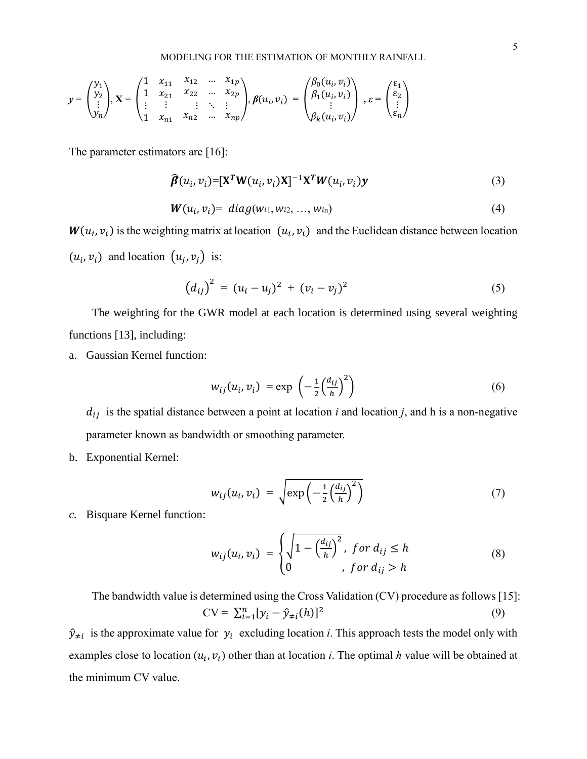$$\boldsymbol{y} = \begin{pmatrix} y_1 \\ y_2 \\ \vdots \\ y_n \end{pmatrix}, \mathbf{X} = \begin{pmatrix} 1 & x_{11} & x_{12} & \cdots & x_{1p} \\ 1 & x_{21} & x_{22} & \cdots & x_{2p} \\ \vdots & \vdots & \vdots & \ddots & \vdots \\ 1 & x_{n1} & x_{n2} & \cdots & x_{np} \end{pmatrix}, \boldsymbol{\beta}(u_i, v_i) = \begin{pmatrix} \beta_0(u_i, v_i) \\ \beta_1(u_i, v_i) \\ \vdots \\ \beta_k(u_i, v_i) \end{pmatrix}, \boldsymbol{\varepsilon} = \begin{pmatrix} \varepsilon_1 \\ \varepsilon_2 \\ \vdots \\ \varepsilon_n \end{pmatrix}$$

The parameter estimators are [16]:

$$\hat{\boldsymbol{\beta}}(u_i, v_i) = [\mathbf{X}^T\mathbf{W}(u_i, v_i)\mathbf{X}]^{-1}\mathbf{X}^T\boldsymbol{W}(u_i, v_i)\boldsymbol{y} \tag{3}$$

$$\boldsymbol{W}(u_i, v_i) = diag(w_{i1}, w_{i2}, \ldots, w_{in}) \tag{4}$$

$\boldsymbol{W}(u_i, v_i)$ is the weighting matrix at location $(u_i, v_i)$ and the Euclidean distance between location $(u_i, v_i)$ and location $(u_j, v_j)$ is:

$$(d_{ij})^2 = (u_i - u_j)^2 + (v_i - v_j)^2 \tag{5}$$

The weighting for the GWR model at each location is determined using several weighting functions [13], including:

a. Gaussian Kernel function:

$$w_{ij}(u_i, v_i) = \exp\left(-\frac{1}{2}\left(\frac{d_{ij}}{h}\right)^2\right) \tag{6}$$

$d_{ij}$ is the spatial distance between a point at location *i* and location *j*, and h is a non-negative parameter known as bandwidth or smoothing parameter.

b. Exponential Kernel:

$$w_{ij}(u_i, v_i) = \sqrt{\exp\left(-\frac{1}{2}\left(\frac{d_{ij}}{h}\right)^2\right)} \tag{7}$$

*c.* Bisquare Kernel function:

$$w_{ij}(u_i, v_i) = \begin{cases} \sqrt{1 - \left(\frac{d_{ij}}{h}\right)^2}, & for\ d_{ij} \leq h \\ 0, & for\ d_{ij} > h \end{cases} \tag{8}$$

The bandwidth value is determined using the Cross Validation (CV) procedure as follows [15]:

$$\text{CV} = \sum_{i=1}^{n}[y_i - \hat{y}_{\neq i}(h)]^2 \tag{9}$$

$\hat{y}_{\neq i}$ is the approximate value for $y_i$ excluding location *i*. This approach tests the model only with examples close to location $(u_i, v_i)$ other than at location *i*. The optimal *h* value will be obtained at the minimum CV value.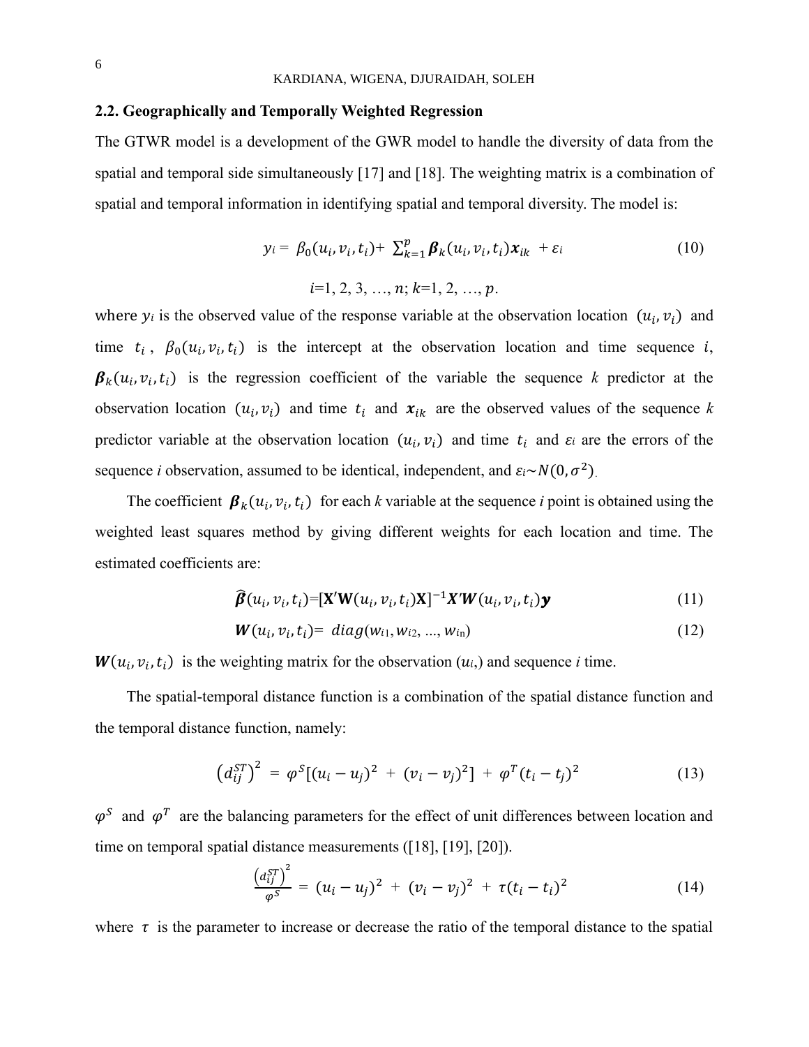### 2.2. Geographically and Temporally Weighted Regression

The GTWR model is a development of the GWR model to handle the diversity of data from the spatial and temporal side simultaneously [17] and [18]. The weighting matrix is a combination of spatial and temporal information in identifying spatial and temporal diversity. The model is:

$$y_i = \beta_0(u_i, v_i, t_i) + \sum_{k=1}^{p} \boldsymbol{\beta}_k(u_i, v_i, t_i)\boldsymbol{x}_{ik} + \varepsilon_i \tag{10}$$

$$i = 1, 2, 3, \ldots, n;\ k = 1, 2, \ldots, p.$$

where $y_i$ is the observed value of the response variable at the observation location $(u_i, v_i)$ and time $t_i$, $\beta_0(u_i, v_i, t_i)$ is the intercept at the observation location and time sequence $i$, $\boldsymbol{\beta}_k(u_i, v_i, t_i)$ is the regression coefficient of the variable the sequence $k$ predictor at the observation location $(u_i, v_i)$ and time $t_i$ and $\boldsymbol{x}_{ik}$ are the observed values of the sequence $k$ predictor variable at the observation location $(u_i, v_i)$ and time $t_i$ and $\varepsilon_i$ are the errors of the sequence $i$ observation, assumed to be identical, independent, and $\varepsilon_i \sim N(0, \sigma^2)$.

The coefficient $\boldsymbol{\beta}_k(u_i, v_i, t_i)$ for each $k$ variable at the sequence $i$ point is obtained using the weighted least squares method by giving different weights for each location and time. The estimated coefficients are:

$$\widehat{\boldsymbol{\beta}}(u_i, v_i, t_i) = [\mathbf{X}'\mathbf{W}(u_i, v_i, t_i)\mathbf{X}]^{-1}\boldsymbol{X}'\boldsymbol{W}(u_i, v_i, t_i)\boldsymbol{y} \tag{11}$$

$$\boldsymbol{W}(u_i, v_i, t_i) = diag(w_{i1}, w_{i2}, \ldots, w_{in}) \tag{12}$$

$\boldsymbol{W}(u_i, v_i, t_i)$ is the weighting matrix for the observation $(u_i,)$ and sequence $i$ time.

The spatial-temporal distance function is a combination of the spatial distance function and the temporal distance function, namely:

$$\left(d_{ij}^{ST}\right)^2 = \varphi^S[(u_i - u_j)^2 + (v_i - v_j)^2] + \varphi^T(t_i - t_j)^2 \tag{13}$$

$\varphi^S$ and $\varphi^T$ are the balancing parameters for the effect of unit differences between location and time on temporal spatial distance measurements ([18], [19], [20]).

$$\frac{\left(d_{ij}^{ST}\right)^2}{\varphi^S} = (u_i - u_j)^2 + (v_i - v_j)^2 + \tau(t_i - t_i)^2 \tag{14}$$

where $\tau$ is the parameter to increase or decrease the ratio of the temporal distance to the spatial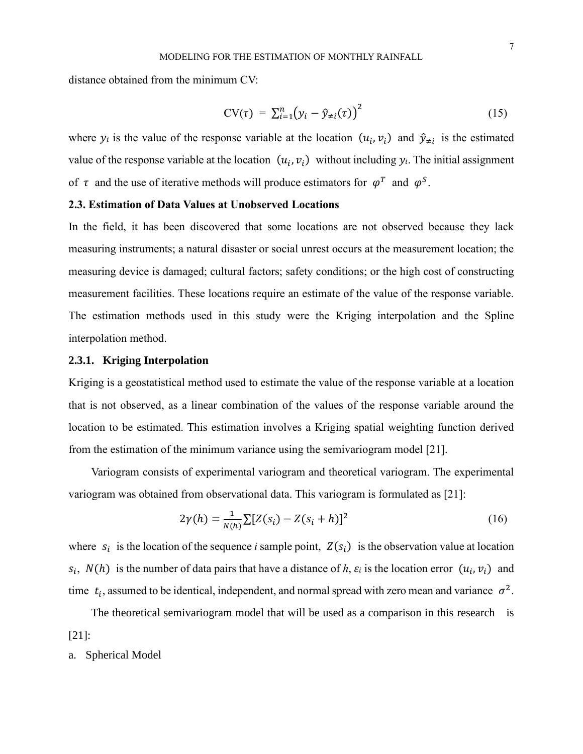distance obtained from the minimum CV:

$$\text{CV}(\tau) = \sum_{i=1}^{n} \left(y_i - \hat{y}_{\neq i}(\tau)\right)^2 \tag{15}$$

where $y_i$ is the value of the response variable at the location $(u_i, v_i)$ and $\hat{y}_{\neq i}$ is the estimated value of the response variable at the location $(u_i, v_i)$ without including $y_i$. The initial assignment of $\tau$ and the use of iterative methods will produce estimators for $\varphi^T$ and $\varphi^S$.

### 2.3. Estimation of Data Values at Unobserved Locations

In the field, it has been discovered that some locations are not observed because they lack measuring instruments; a natural disaster or social unrest occurs at the measurement location; the measuring device is damaged; cultural factors; safety conditions; or the high cost of constructing measurement facilities. These locations require an estimate of the value of the response variable. The estimation methods used in this study were the Kriging interpolation and the Spline interpolation method.

#### 2.3.1. Kriging Interpolation

Kriging is a geostatistical method used to estimate the value of the response variable at a location that is not observed, as a linear combination of the values of the response variable around the location to be estimated. This estimation involves a Kriging spatial weighting function derived from the estimation of the minimum variance using the semivariogram model [21].

Variogram consists of experimental variogram and theoretical variogram. The experimental variogram was obtained from observational data. This variogram is formulated as [21]:

$$2\gamma(h) = \frac{1}{N(h)} \sum [Z(s_i) - Z(s_i + h)]^2 \tag{16}$$

where $s_i$ is the location of the sequence *i* sample point, $Z(s_i)$ is the observation value at location $s_i$, $N(h)$ is the number of data pairs that have a distance of *h*, $\varepsilon_i$ is the location error $(u_i, v_i)$ and time $t_i$, assumed to be identical, independent, and normal spread with zero mean and variance $\sigma^2$.

The theoretical semivariogram model that will be used as a comparison in this research is [21]:

a. Spherical Model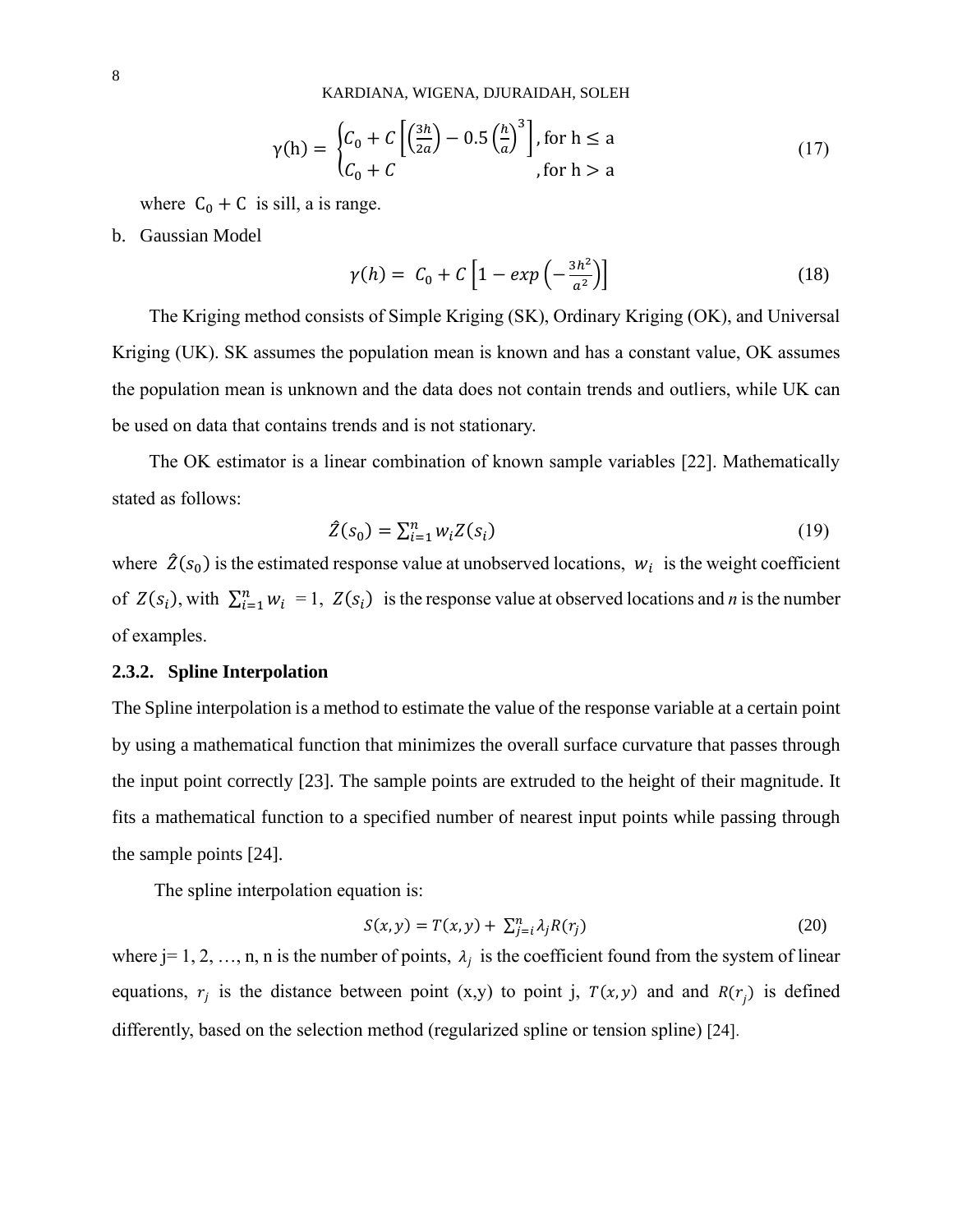$$\gamma(\text{h}) = \begin{cases} C_0 + C\left[\left(\frac{3h}{2a}\right) - 0.5\left(\frac{h}{a}\right)^3\right], \text{for h} \leq \text{a} \\ C_0 + C \qquad\qquad\qquad\quad, \text{for h} > \text{a} \end{cases} \tag{17}$$

where $\text{C}_0 + \text{C}$ is sill, a is range.

b. Gaussian Model

$$\gamma(h) = C_0 + C\left[1 - exp\left(-\frac{3h^2}{a^2}\right)\right] \tag{18}$$

The Kriging method consists of Simple Kriging (SK), Ordinary Kriging (OK), and Universal Kriging (UK). SK assumes the population mean is known and has a constant value, OK assumes the population mean is unknown and the data does not contain trends and outliers, while UK can be used on data that contains trends and is not stationary.

The OK estimator is a linear combination of known sample variables [22]. Mathematically stated as follows:

$$\hat{Z}(s_0) = \sum_{i=1}^{n} w_i Z(s_i) \tag{19}$$

where $\hat{Z}(s_0)$ is the estimated response value at unobserved locations, $w_i$ is the weight coefficient of $Z(s_i)$, with $\sum_{i=1}^{n} w_i = 1$, $Z(s_i)$ is the response value at observed locations and *n* is the number of examples.

### 2.3.2. Spline Interpolation

The Spline interpolation is a method to estimate the value of the response variable at a certain point by using a mathematical function that minimizes the overall surface curvature that passes through the input point correctly [23]. The sample points are extruded to the height of their magnitude. It fits a mathematical function to a specified number of nearest input points while passing through the sample points [24].

The spline interpolation equation is:

$$S(x, y) = T(x, y) + \sum_{j=i}^{n} \lambda_j R(r_j) \tag{20}$$

where j= 1, 2, …, n, n is the number of points, $\lambda_j$ is the coefficient found from the system of linear equations, $r_j$ is the distance between point (x,y) to point j, $T(x, y)$ and and $R(r_j)$ is defined differently, based on the selection method (regularized spline or tension spline) [24].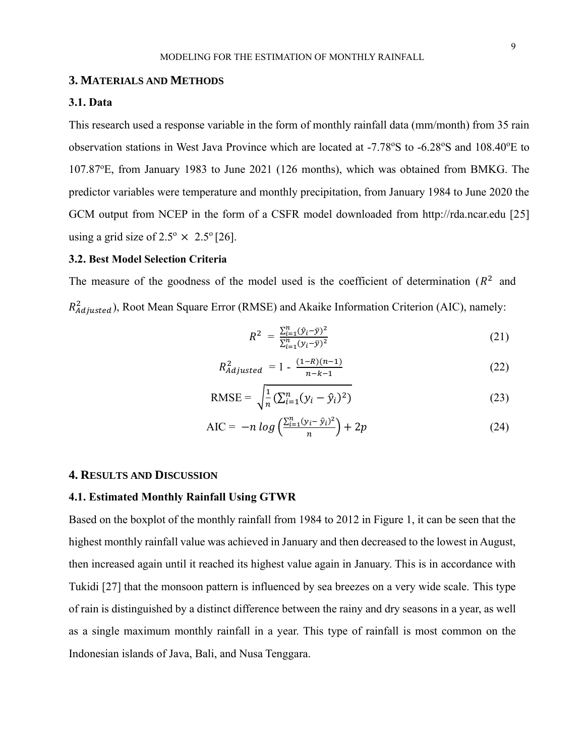## 3. MATERIALS AND METHODS

### 3.1. Data

This research used a response variable in the form of monthly rainfall data (mm/month) from 35 rain observation stations in West Java Province which are located at -7.78$^o$S to -6.28$^o$S and 108.40$^o$E to 107.87$^o$E, from January 1983 to June 2021 (126 months), which was obtained from BMKG. The predictor variables were temperature and monthly precipitation, from January 1984 to June 2020 the GCM output from NCEP in the form of a CSFR model downloaded from http://rda.ncar.edu [25] using a grid size of $2.5^o \times 2.5^o$ [26].

### 3.2. Best Model Selection Criteria

The measure of the goodness of the model used is the coefficient of determination ($R^2$ and $R^2_{Adjusted}$), Root Mean Square Error (RMSE) and Akaike Information Criterion (AIC), namely:

$$R^2 = \frac{\sum_{i=1}^{n}(\hat{y}_i - \bar{y})^2}{\sum_{i=1}^{n}(y_i - \bar{y})^2} \tag{21}$$

$$R^2_{Adjusted} = 1 - \frac{(1-R)(n-1)}{n-k-1} \tag{22}$$

$$\text{RMSE} = \sqrt{\frac{1}{n}\left(\sum_{i=1}^{n}(y_i - \hat{y}_i)^2\right)} \tag{23}$$

$$\text{AIC} = -n \log\left(\frac{\sum_{i=1}^{n}(y_i - \hat{y}_i)^2}{n}\right) + 2p \tag{24}$$

## 4. RESULTS AND DISCUSSION

### 4.1. Estimated Monthly Rainfall Using GTWR

Based on the boxplot of the monthly rainfall from 1984 to 2012 in Figure 1, it can be seen that the highest monthly rainfall value was achieved in January and then decreased to the lowest in August, then increased again until it reached its highest value again in January. This is in accordance with Tukidi [27] that the monsoon pattern is influenced by sea breezes on a very wide scale. This type of rain is distinguished by a distinct difference between the rainy and dry seasons in a year, as well as a single maximum monthly rainfall in a year. This type of rainfall is most common on the Indonesian islands of Java, Bali, and Nusa Tenggara.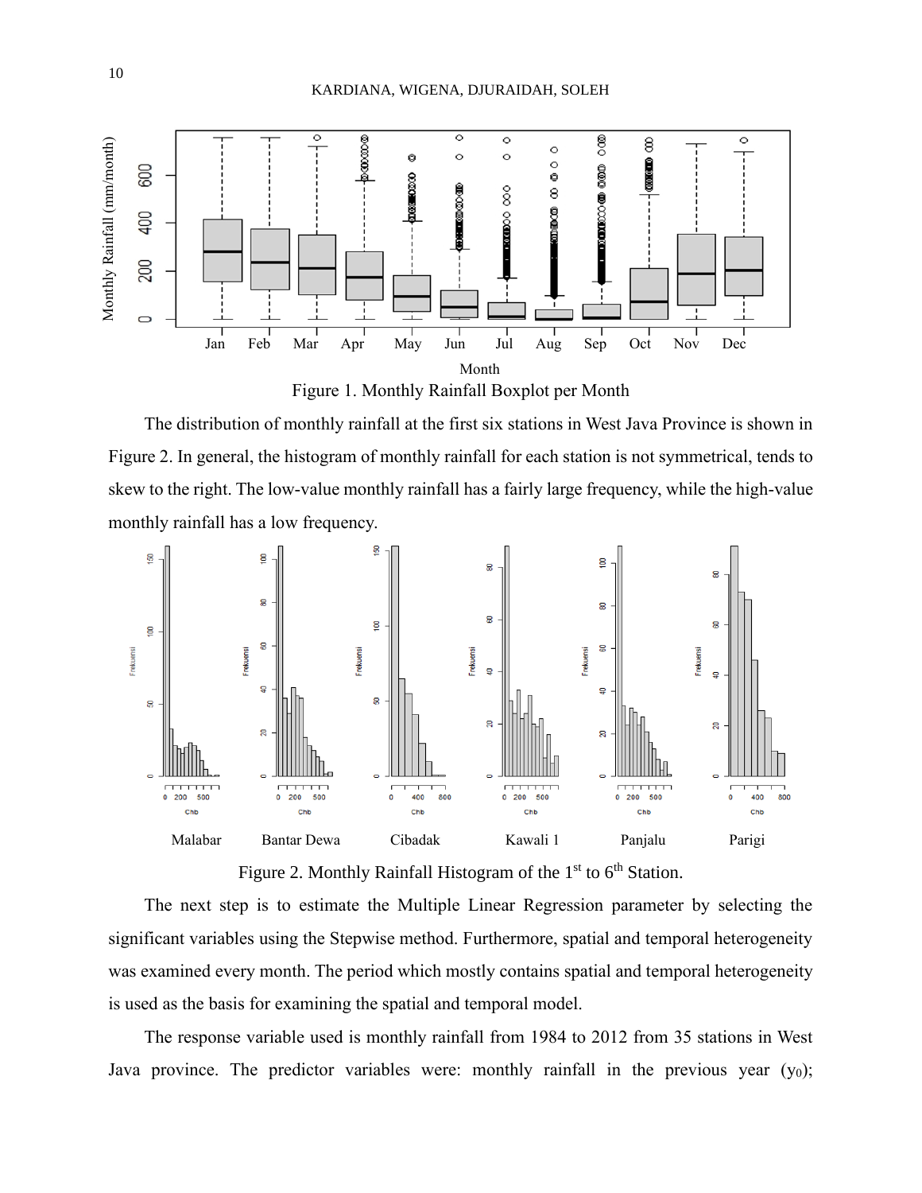Figure 1. Monthly Rainfall Boxplot per Month

The distribution of monthly rainfall at the first six stations in West Java Province is shown in Figure 2. In general, the histogram of monthly rainfall for each station is not symmetrical, tends to skew to the right. The low-value monthly rainfall has a fairly large frequency, while the high-value monthly rainfall has a low frequency.

Malabar Bantar Dewa Cibadak Kawali 1 Panjalu Parigi

Figure 2. Monthly Rainfall Histogram of the 1st to 6th Station.

The next step is to estimate the Multiple Linear Regression parameter by selecting the significant variables using the Stepwise method. Furthermore, spatial and temporal heterogeneity was examined every month. The period which mostly contains spatial and temporal heterogeneity is used as the basis for examining the spatial and temporal model.

The response variable used is monthly rainfall from 1984 to 2012 from 35 stations in West Java province. The predictor variables were: monthly rainfall in the previous year ($y_0$);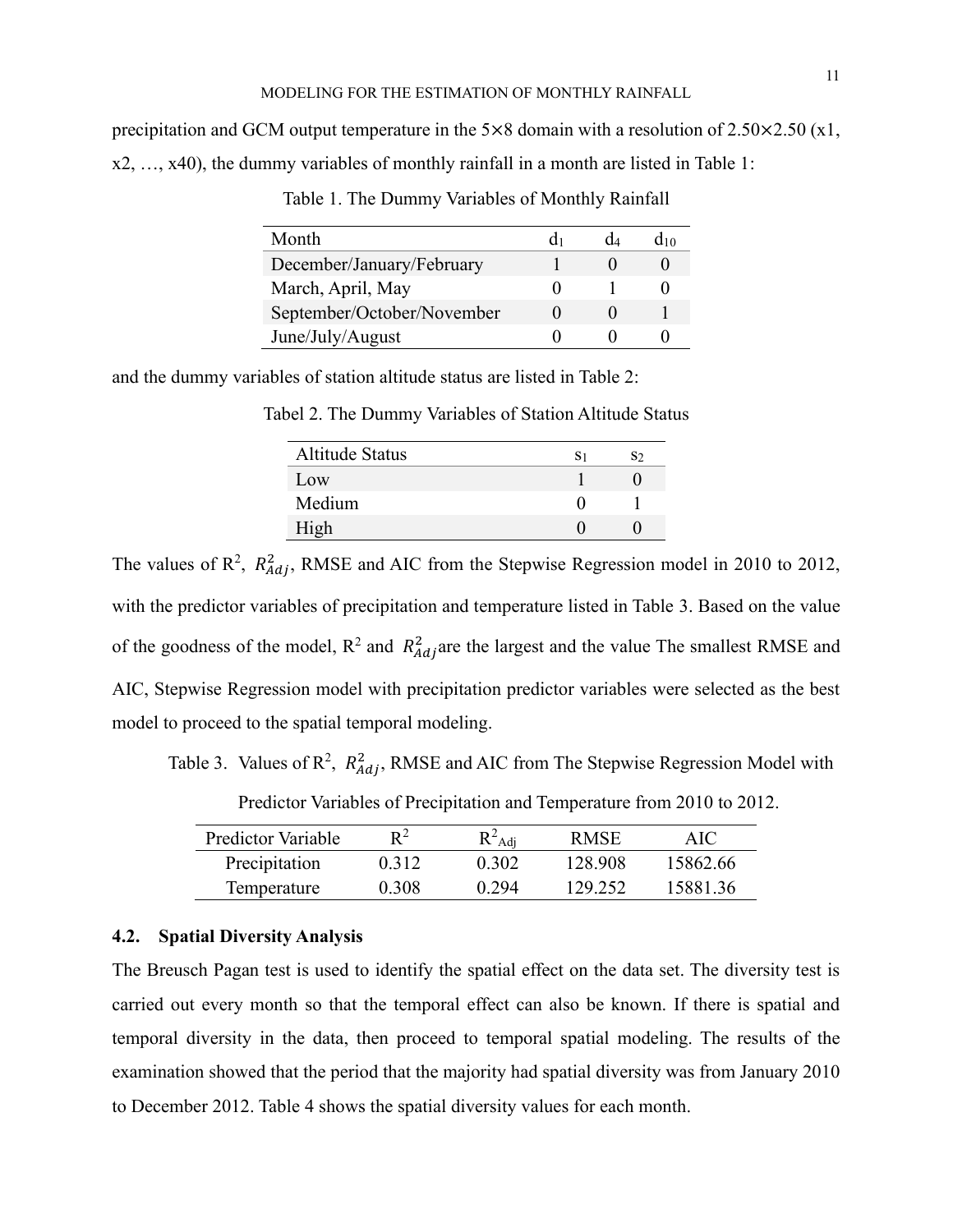precipitation and GCM output temperature in the 5×8 domain with a resolution of 2.50×2.50 (x1, x2, …, x40), the dummy variables of monthly rainfall in a month are listed in Table 1:

Table 1. The Dummy Variables of Monthly Rainfall

| Month | $d_1$ | $d_4$ | $d_{10}$ |
|---|---|---|---|
| December/January/February | 1 | 0 | 0 |
| March, April, May | 0 | 1 | 0 |
| September/October/November | 0 | 0 | 1 |
| June/July/August | 0 | 0 | 0 |

and the dummy variables of station altitude status are listed in Table 2:

Tabel 2. The Dummy Variables of Station Altitude Status

| Altitude Status | $s_1$ | $s_2$ |
|---|---|---|
| Low | 1 | 0 |
| Medium | 0 | 1 |
| High | 0 | 0 |

The values of $R^2$, $R^2_{Adj}$, RMSE and AIC from the Stepwise Regression model in 2010 to 2012, with the predictor variables of precipitation and temperature listed in Table 3. Based on the value of the goodness of the model, $R^2$ and $R^2_{Adj}$are the largest and the value The smallest RMSE and AIC, Stepwise Regression model with precipitation predictor variables were selected as the best model to proceed to the spatial temporal modeling.

Table 3. Values of $R^2$, $R^2_{Adj}$, RMSE and AIC from The Stepwise Regression Model with Predictor Variables of Precipitation and Temperature from 2010 to 2012.

| Predictor Variable | $R^2$ | $R^2_{Adj}$ | RMSE | AIC |
|---|---|---|---|---|
| Precipitation | 0.312 | 0.302 | 128.908 | 15862.66 |
| Temperature | 0.308 | 0.294 | 129.252 | 15881.36 |

### 4.2. Spatial Diversity Analysis

The Breusch Pagan test is used to identify the spatial effect on the data set. The diversity test is carried out every month so that the temporal effect can also be known. If there is spatial and temporal diversity in the data, then proceed to temporal spatial modeling. The results of the examination showed that the period that the majority had spatial diversity was from January 2010 to December 2012. Table 4 shows the spatial diversity values for each month.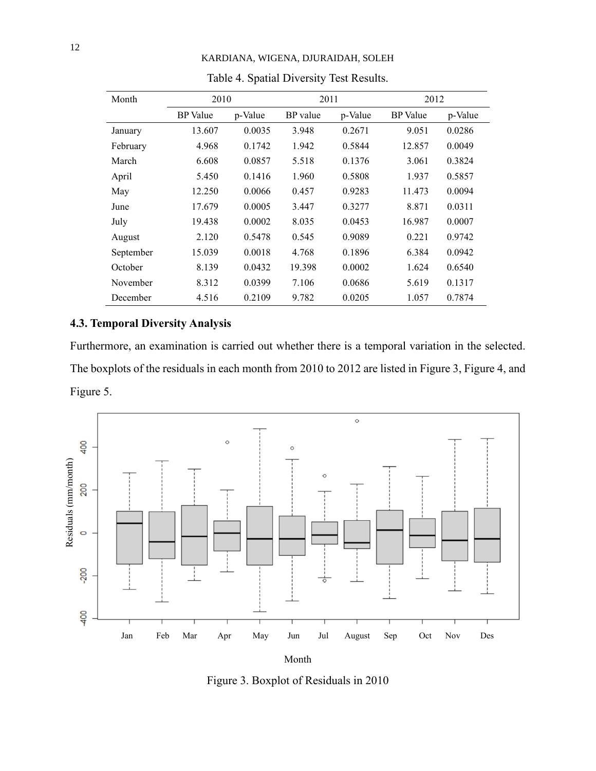Table 4. Spatial Diversity Test Results.

| Month | 2010 | | 2011 | | 2012 | |
|---|---|---|---|---|---|---|
| | BP Value | p-Value | BP value | p-Value | BP Value | p-Value |
| January | 13.607 | 0.0035 | 3.948 | 0.2671 | 9.051 | 0.0286 |
| February | 4.968 | 0.1742 | 1.942 | 0.5844 | 12.857 | 0.0049 |
| March | 6.608 | 0.0857 | 5.518 | 0.1376 | 3.061 | 0.3824 |
| April | 5.450 | 0.1416 | 1.960 | 0.5808 | 1.937 | 0.5857 |
| May | 12.250 | 0.0066 | 0.457 | 0.9283 | 11.473 | 0.0094 |
| June | 17.679 | 0.0005 | 3.447 | 0.3277 | 8.871 | 0.0311 |
| July | 19.438 | 0.0002 | 8.035 | 0.0453 | 16.987 | 0.0007 |
| August | 2.120 | 0.5478 | 0.545 | 0.9089 | 0.221 | 0.9742 |
| September | 15.039 | 0.0018 | 4.768 | 0.1896 | 6.384 | 0.0942 |
| October | 8.139 | 0.0432 | 19.398 | 0.0002 | 1.624 | 0.6540 |
| November | 8.312 | 0.0399 | 7.106 | 0.0686 | 5.619 | 0.1317 |
| December | 4.516 | 0.2109 | 9.782 | 0.0205 | 1.057 | 0.7874 |

### 4.3. Temporal Diversity Analysis

Furthermore, an examination is carried out whether there is a temporal variation in the selected. The boxplots of the residuals in each month from 2010 to 2012 are listed in Figure 3, Figure 4, and Figure 5.

Figure 3. Boxplot of Residuals in 2010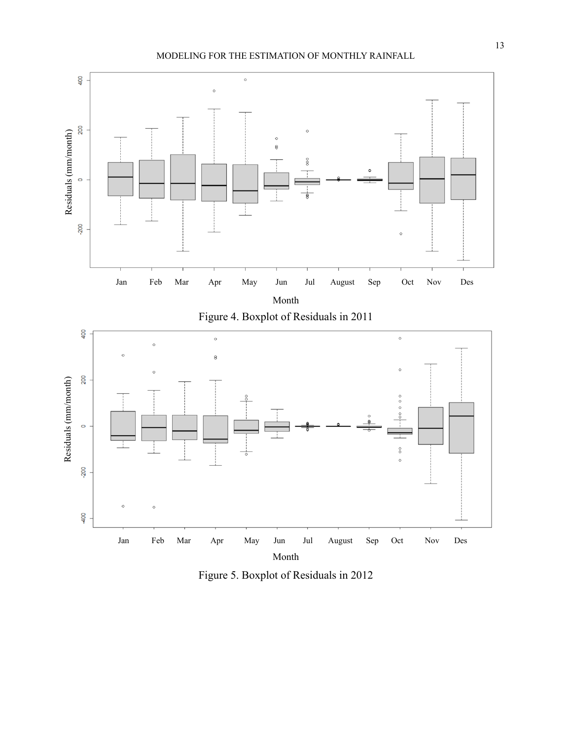Figure 4. Boxplot of Residuals in 2011

Figure 5. Boxplot of Residuals in 2012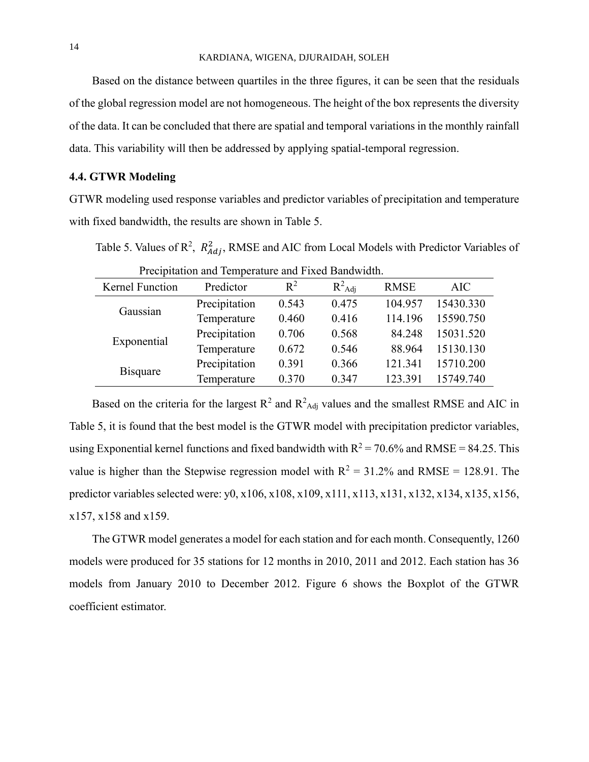Based on the distance between quartiles in the three figures, it can be seen that the residuals of the global regression model are not homogeneous. The height of the box represents the diversity of the data. It can be concluded that there are spatial and temporal variations in the monthly rainfall data. This variability will then be addressed by applying spatial-temporal regression.

### 4.4. GTWR Modeling

GTWR modeling used response variables and predictor variables of precipitation and temperature with fixed bandwidth, the results are shown in Table 5.

Table 5. Values of $R^2$, $R^2_{Adj}$, RMSE and AIC from Local Models with Predictor Variables of Precipitation and Temperature and Fixed Bandwidth.

| Kernel Function | Predictor | $R^2$ | $R^2_{Adj}$ | RMSE | AIC |
|---|---|---|---|---|---|
| Gaussian | Precipitation | 0.543 | 0.475 | 104.957 | 15430.330 |
| | Temperature | 0.460 | 0.416 | 114.196 | 15590.750 |
| Exponential | Precipitation | 0.706 | 0.568 | 84.248 | 15031.520 |
| | Temperature | 0.672 | 0.546 | 88.964 | 15130.130 |
| Bisquare | Precipitation | 0.391 | 0.366 | 121.341 | 15710.200 |
| | Temperature | 0.370 | 0.347 | 123.391 | 15749.740 |

Based on the criteria for the largest $R^2$ and $R^2_{Adj}$ values and the smallest RMSE and AIC in Table 5, it is found that the best model is the GTWR model with precipitation predictor variables, using Exponential kernel functions and fixed bandwidth with $R^2$ = 70.6% and RMSE = 84.25. This value is higher than the Stepwise regression model with $R^2$ = 31.2% and RMSE = 128.91. The predictor variables selected were: y0, x106, x108, x109, x111, x113, x131, x132, x134, x135, x156, x157, x158 and x159.

The GTWR model generates a model for each station and for each month. Consequently, 1260 models were produced for 35 stations for 12 months in 2010, 2011 and 2012. Each station has 36 models from January 2010 to December 2012. Figure 6 shows the Boxplot of the GTWR coefficient estimator.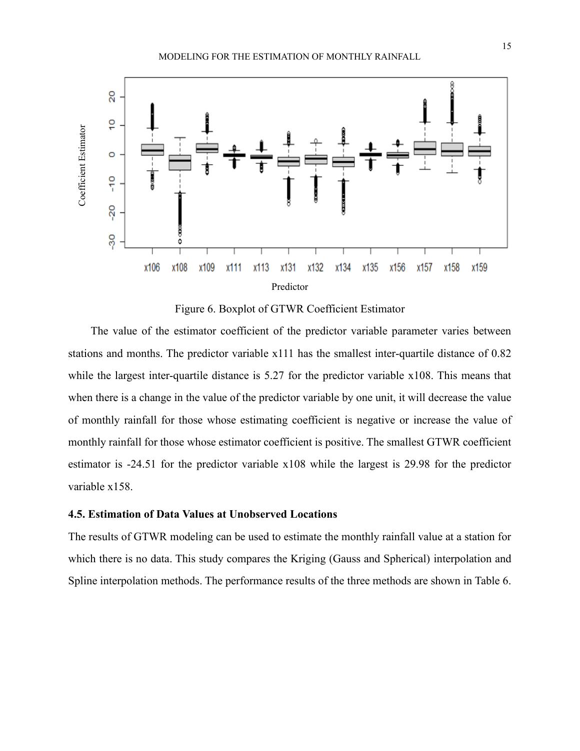Figure 6. Boxplot of GTWR Coefficient Estimator

The value of the estimator coefficient of the predictor variable parameter varies between stations and months. The predictor variable x111 has the smallest inter-quartile distance of 0.82 while the largest inter-quartile distance is 5.27 for the predictor variable x108. This means that when there is a change in the value of the predictor variable by one unit, it will decrease the value of monthly rainfall for those whose estimating coefficient is negative or increase the value of monthly rainfall for those whose estimator coefficient is positive. The smallest GTWR coefficient estimator is -24.51 for the predictor variable x108 while the largest is 29.98 for the predictor variable x158.

### 4.5. Estimation of Data Values at Unobserved Locations

The results of GTWR modeling can be used to estimate the monthly rainfall value at a station for which there is no data. This study compares the Kriging (Gauss and Spherical) interpolation and Spline interpolation methods. The performance results of the three methods are shown in Table 6.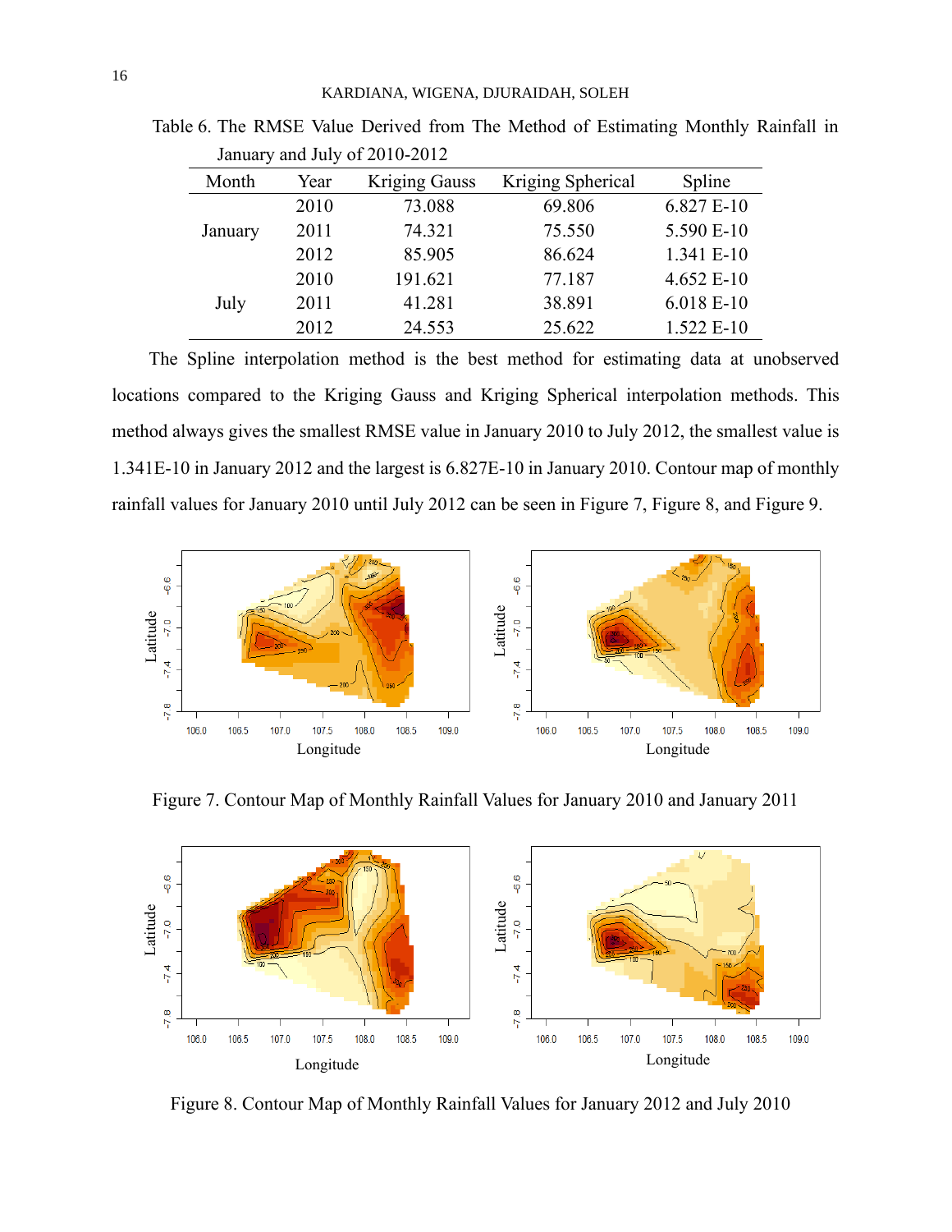Table 6. The RMSE Value Derived from The Method of Estimating Monthly Rainfall in January and July of 2010-2012

| Month | Year | Kriging Gauss | Kriging Spherical | Spline |
|---|---|---|---|---|
| January | 2010 | 73.088 | 69.806 | 6.827 E-10 |
| | 2011 | 74.321 | 75.550 | 5.590 E-10 |
| | 2012 | 85.905 | 86.624 | 1.341 E-10 |
| July | 2010 | 191.621 | 77.187 | 4.652 E-10 |
| | 2011 | 41.281 | 38.891 | 6.018 E-10 |
| | 2012 | 24.553 | 25.622 | 1.522 E-10 |

The Spline interpolation method is the best method for estimating data at unobserved locations compared to the Kriging Gauss and Kriging Spherical interpolation methods. This method always gives the smallest RMSE value in January 2010 to July 2012, the smallest value is 1.341E-10 in January 2012 and the largest is 6.827E-10 in January 2010. Contour map of monthly rainfall values for January 2010 until July 2012 can be seen in Figure 7, Figure 8, and Figure 9.

Figure 7. Contour Map of Monthly Rainfall Values for January 2010 and January 2011

Figure 8. Contour Map of Monthly Rainfall Values for January 2012 and July 2010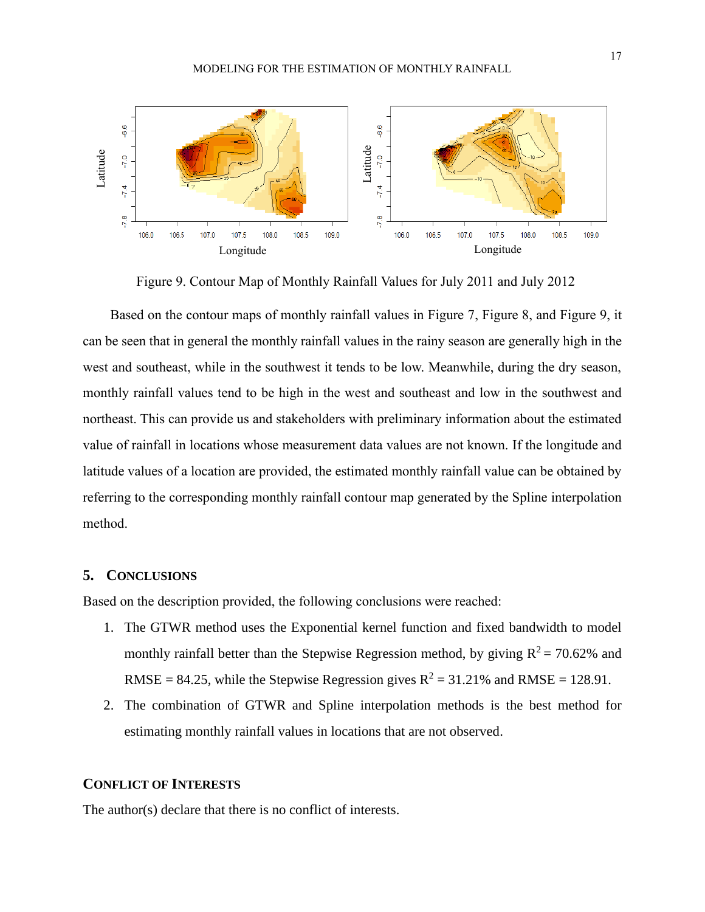Figure 9. Contour Map of Monthly Rainfall Values for July 2011 and July 2012

Based on the contour maps of monthly rainfall values in Figure 7, Figure 8, and Figure 9, it can be seen that in general the monthly rainfall values in the rainy season are generally high in the west and southeast, while in the southwest it tends to be low. Meanwhile, during the dry season, monthly rainfall values tend to be high in the west and southeast and low in the southwest and northeast. This can provide us and stakeholders with preliminary information about the estimated value of rainfall in locations whose measurement data values are not known. If the longitude and latitude values of a location are provided, the estimated monthly rainfall value can be obtained by referring to the corresponding monthly rainfall contour map generated by the Spline interpolation method.

## 5. CONCLUSIONS

Based on the description provided, the following conclusions were reached:

1. The GTWR method uses the Exponential kernel function and fixed bandwidth to model monthly rainfall better than the Stepwise Regression method, by giving $R^2 = 70.62\%$ and RMSE = 84.25, while the Stepwise Regression gives $R^2 = 31.21\%$ and RMSE = 128.91.
2. The combination of GTWR and Spline interpolation methods is the best method for estimating monthly rainfall values in locations that are not observed.

## CONFLICT OF INTERESTS

The author(s) declare that there is no conflict of interests.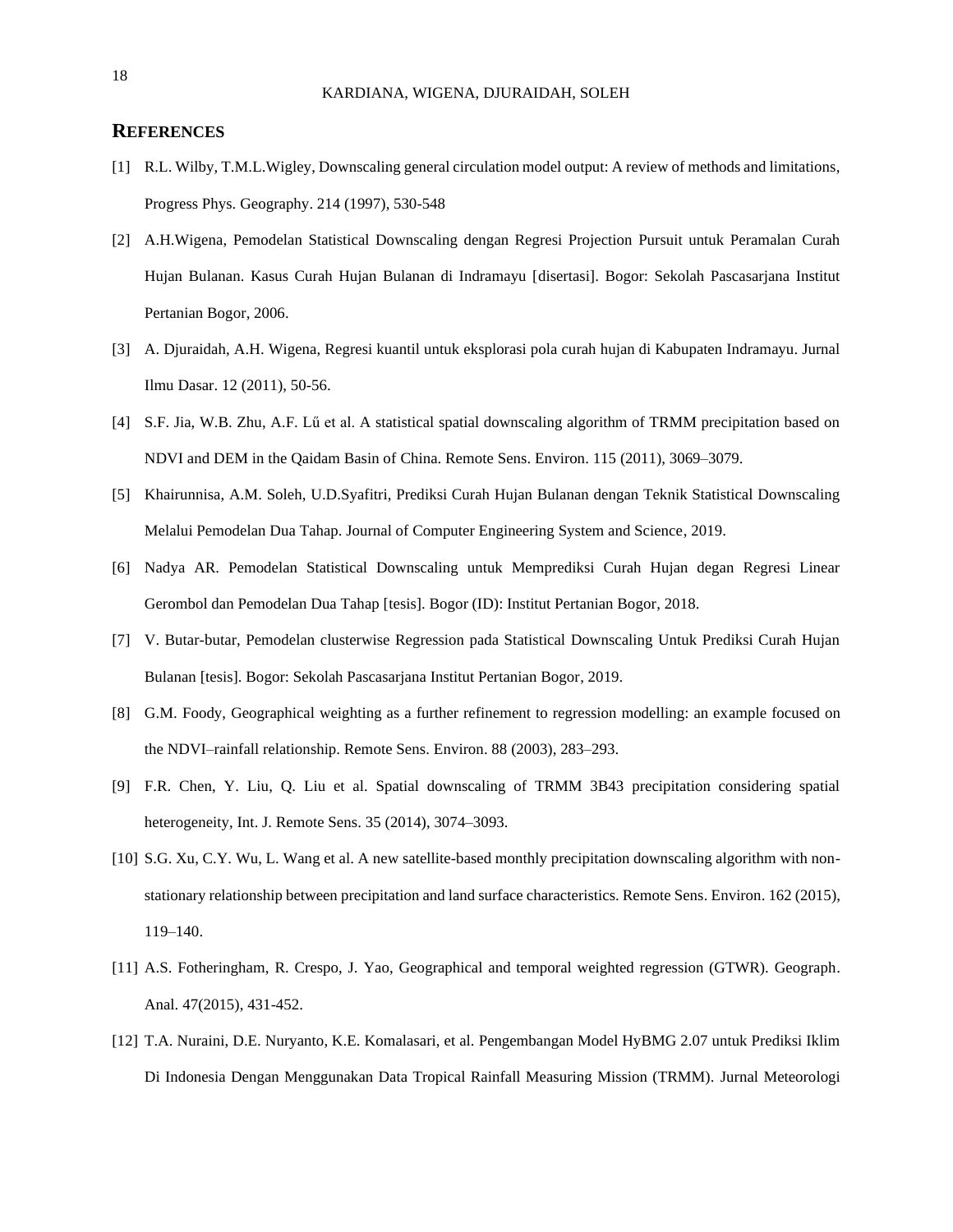## REFERENCES

[1] R.L. Wilby, T.M.L.Wigley, Downscaling general circulation model output: A review of methods and limitations, Progress Phys. Geography. 214 (1997), 530-548

[2] A.H.Wigena, Pemodelan Statistical Downscaling dengan Regresi Projection Pursuit untuk Peramalan Curah Hujan Bulanan. Kasus Curah Hujan Bulanan di Indramayu [disertasi]. Bogor: Sekolah Pascasarjana Institut Pertanian Bogor, 2006.

[3] A. Djuraidah, A.H. Wigena, Regresi kuantil untuk eksplorasi pola curah hujan di Kabupaten Indramayu. Jurnal Ilmu Dasar. 12 (2011), 50-56.

[4] S.F. Jia, W.B. Zhu, A.F. Lű et al. A statistical spatial downscaling algorithm of TRMM precipitation based on NDVI and DEM in the Qaidam Basin of China. Remote Sens. Environ. 115 (2011), 3069–3079.

[5] Khairunnisa, A.M. Soleh, U.D.Syafitri, Prediksi Curah Hujan Bulanan dengan Teknik Statistical Downscaling Melalui Pemodelan Dua Tahap. Journal of Computer Engineering System and Science, 2019.

[6] Nadya AR. Pemodelan Statistical Downscaling untuk Memprediksi Curah Hujan degan Regresi Linear Gerombol dan Pemodelan Dua Tahap [tesis]. Bogor (ID): Institut Pertanian Bogor, 2018.

[7] V. Butar-butar, Pemodelan clusterwise Regression pada Statistical Downscaling Untuk Prediksi Curah Hujan Bulanan [tesis]. Bogor: Sekolah Pascasarjana Institut Pertanian Bogor, 2019.

[8] G.M. Foody, Geographical weighting as a further refinement to regression modelling: an example focused on the NDVI–rainfall relationship. Remote Sens. Environ. 88 (2003), 283–293.

[9] F.R. Chen, Y. Liu, Q. Liu et al. Spatial downscaling of TRMM 3B43 precipitation considering spatial heterogeneity, Int. J. Remote Sens. 35 (2014), 3074–3093.

[10] S.G. Xu, C.Y. Wu, L. Wang et al. A new satellite-based monthly precipitation downscaling algorithm with non-stationary relationship between precipitation and land surface characteristics. Remote Sens. Environ. 162 (2015), 119–140.

[11] A.S. Fotheringham, R. Crespo, J. Yao, Geographical and temporal weighted regression (GTWR). Geograph. Anal. 47(2015), 431-452.

[12] T.A. Nuraini, D.E. Nuryanto, K.E. Komalasari, et al. Pengembangan Model HyBMG 2.07 untuk Prediksi Iklim Di Indonesia Dengan Menggunakan Data Tropical Rainfall Measuring Mission (TRMM). Jurnal Meteorologi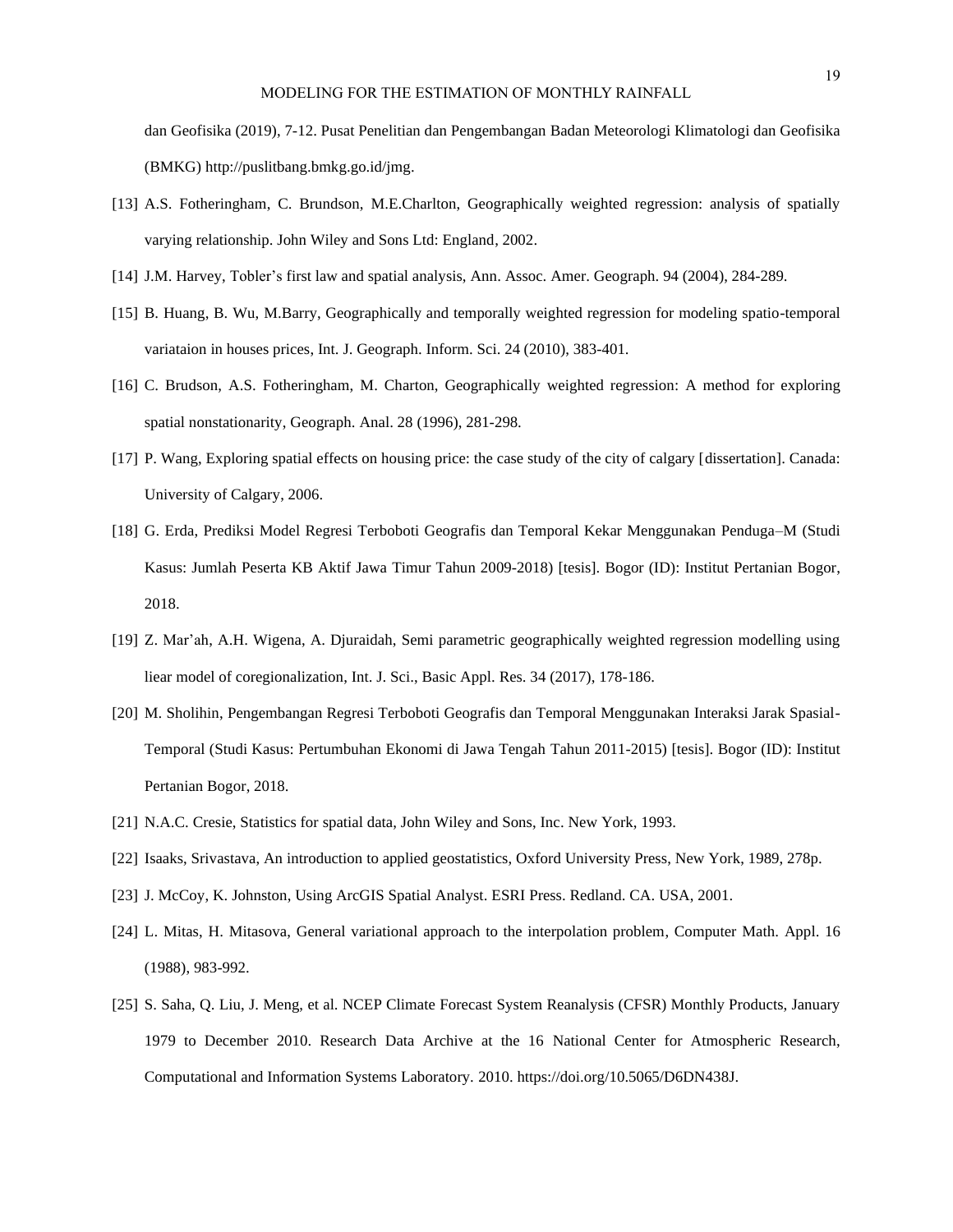dan Geofisika (2019), 7-12. Pusat Penelitian dan Pengembangan Badan Meteorologi Klimatologi dan Geofisika (BMKG) http://puslitbang.bmkg.go.id/jmg.

[13] A.S. Fotheringham, C. Brundson, M.E.Charlton, Geographically weighted regression: analysis of spatially varying relationship. John Wiley and Sons Ltd: England, 2002.

[14] J.M. Harvey, Tobler's first law and spatial analysis, Ann. Assoc. Amer. Geograph. 94 (2004), 284-289.

[15] B. Huang, B. Wu, M.Barry, Geographically and temporally weighted regression for modeling spatio-temporal variataion in houses prices, Int. J. Geograph. Inform. Sci. 24 (2010), 383-401.

[16] C. Brudson, A.S. Fotheringham, M. Charton, Geographically weighted regression: A method for exploring spatial nonstationarity, Geograph. Anal. 28 (1996), 281-298.

[17] P. Wang, Exploring spatial effects on housing price: the case study of the city of calgary [dissertation]. Canada: University of Calgary, 2006.

[18] G. Erda, Prediksi Model Regresi Terboboti Geografis dan Temporal Kekar Menggunakan Penduga–M (Studi Kasus: Jumlah Peserta KB Aktif Jawa Timur Tahun 2009-2018) [tesis]. Bogor (ID): Institut Pertanian Bogor, 2018.

[19] Z. Mar'ah, A.H. Wigena, A. Djuraidah, Semi parametric geographically weighted regression modelling using liear model of coregionalization, Int. J. Sci., Basic Appl. Res. 34 (2017), 178-186.

[20] M. Sholihin, Pengembangan Regresi Terboboti Geografis dan Temporal Menggunakan Interaksi Jarak Spasial-Temporal (Studi Kasus: Pertumbuhan Ekonomi di Jawa Tengah Tahun 2011-2015) [tesis]. Bogor (ID): Institut Pertanian Bogor, 2018.

[21] N.A.C. Cresie, Statistics for spatial data, John Wiley and Sons, Inc. New York, 1993.

[22] Isaaks, Srivastava, An introduction to applied geostatistics, Oxford University Press, New York, 1989, 278p.

[23] J. McCoy, K. Johnston, Using ArcGIS Spatial Analyst. ESRI Press. Redland. CA. USA, 2001.

[24] L. Mitas, H. Mitasova, General variational approach to the interpolation problem, Computer Math. Appl. 16 (1988), 983-992.

[25] S. Saha, Q. Liu, J. Meng, et al. NCEP Climate Forecast System Reanalysis (CFSR) Monthly Products, January 1979 to December 2010. Research Data Archive at the 16 National Center for Atmospheric Research, Computational and Information Systems Laboratory. 2010. https://doi.org/10.5065/D6DN438J.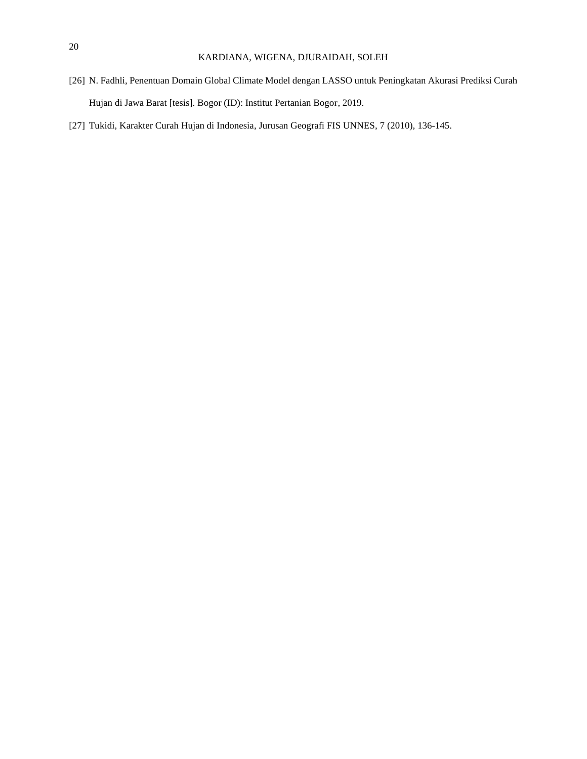[26] N. Fadhli, Penentuan Domain Global Climate Model dengan LASSO untuk Peningkatan Akurasi Prediksi Curah Hujan di Jawa Barat [tesis]. Bogor (ID): Institut Pertanian Bogor, 2019.

[27] Tukidi, Karakter Curah Hujan di Indonesia, Jurusan Geografi FIS UNNES, 7 (2010), 136-145.